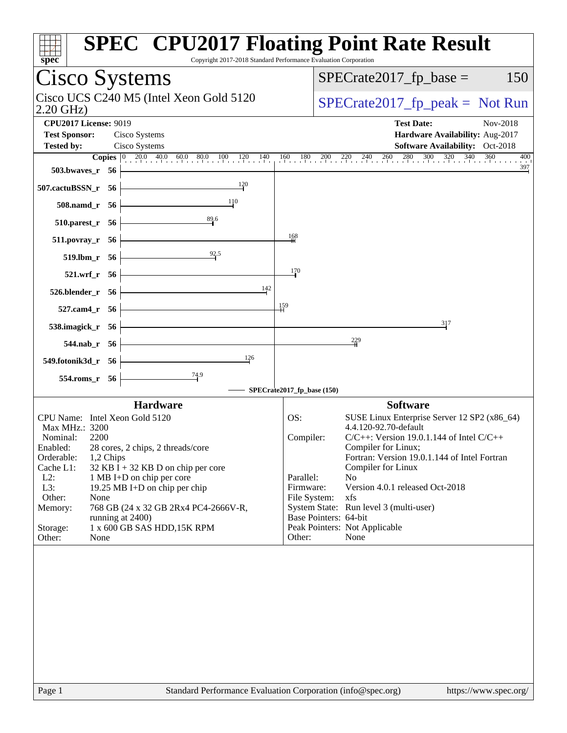# SPEC® CPU2017 Floating Point Rate Result

Copyright 2017-2018 Standard Performance Evaluation Corporation

## Cisco Systems

Cisco UCS C240 M5 (Intel Xeon Gold 5120 2.20 GHz)

SPECrate2017_fp_base = 150

SPECrate2017_fp_peak = Not Run

**CPU2017 License:** 9019
**Test Sponsor:** Cisco Systems
**Tested by:** Cisco Systems

**Test Date:** Nov-2018
**Hardware Availability:** Aug-2017
**Software Availability:** Oct-2018

| Benchmark | Copies | SPECrate2017_fp_base (150) |
|---|---|---|
| 503.bwaves_r | 56 | 397 |
| 507.cactuBSSN_r | 56 | 120 |
| 508.namd_r | 56 | 110 |
| 510.parest_r | 56 | 89.6 |
| 511.povray_r | 56 | 168 |
| 519.lbm_r | 56 | 92.5 |
| 521.wrf_r | 56 | 170 |
| 526.blender_r | 56 | 142 |
| 527.cam4_r | 56 | 159 |
| 538.imagick_r | 56 | 317 |
| 544.nab_r | 56 | 229 |
| 549.fotonik3d_r | 56 | 126 |
| 554.roms_r | 56 | 74.9 |

### Hardware

| | |
|---|---|
| CPU Name: | Intel Xeon Gold 5120 |
| Max MHz.: | 3200 |
| Nominal: | 2200 |
| Enabled: | 28 cores, 2 chips, 2 threads/core |
| Orderable: | 1,2 Chips |
| Cache L1: | 32 KB I + 32 KB D on chip per core |
| L2: | 1 MB I+D on chip per core |
| L3: | 19.25 MB I+D on chip per chip |
| Other: | None |
| Memory: | 768 GB (24 x 32 GB 2Rx4 PC4-2666V-R, running at 2400) |
| Storage: | 1 x 600 GB SAS HDD,15K RPM |
| Other: | None |

### Software

| | |
|---|---|
| OS: | SUSE Linux Enterprise Server 12 SP2 (x86_64) 4.4.120-92.70-default |
| Compiler: | C/C++: Version 19.0.1.144 of Intel C/C++ Compiler for Linux; Fortran: Version 19.0.1.144 of Intel Fortran Compiler for Linux |
| Parallel: | No |
| Firmware: | Version 4.0.1 released Oct-2018 |
| File System: | xfs |
| System State: | Run level 3 (multi-user) |
| Base Pointers: | 64-bit |
| Peak Pointers: | Not Applicable |
| Other: | None |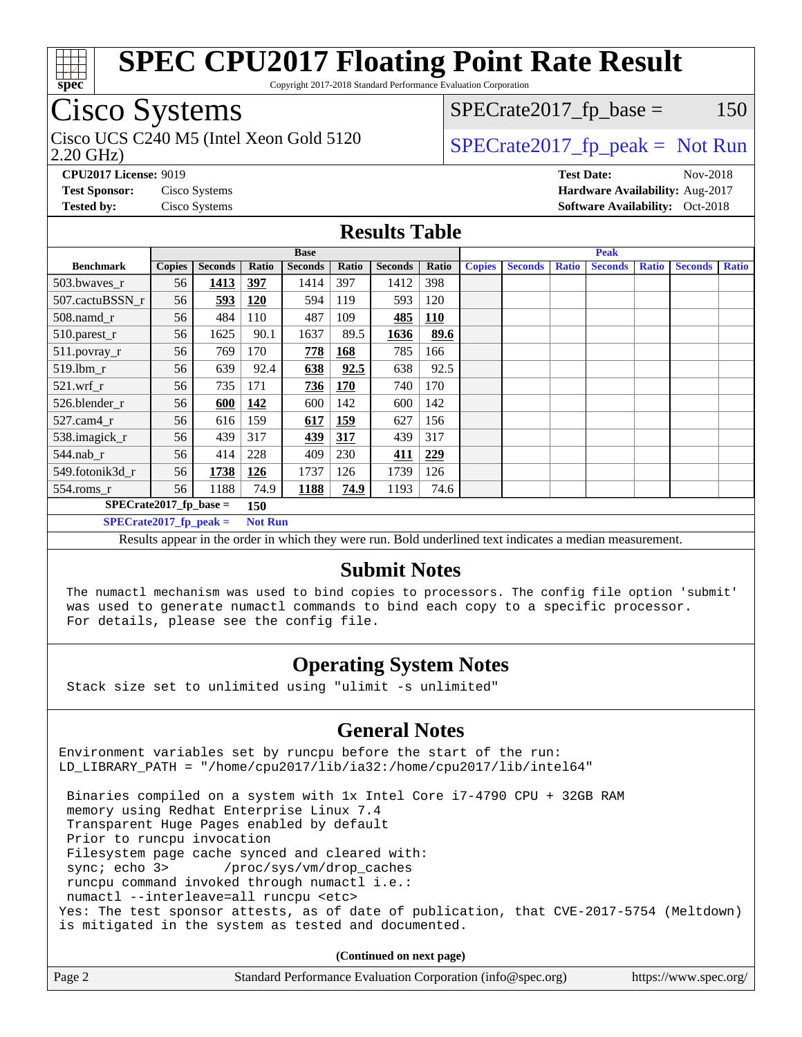# SPEC CPU2017 Floating Point Rate Result

Copyright 2017-2018 Standard Performance Evaluation Corporation

## Cisco Systems

Cisco UCS C240 M5 (Intel Xeon Gold 5120 2.20 GHz)

SPECrate2017_fp_base = 150

SPECrate2017_fp_peak = Not Run

**CPU2017 License:** 9019
**Test Sponsor:** Cisco Systems
**Tested by:** Cisco Systems

**Test Date:** Nov-2018
**Hardware Availability:** Aug-2017
**Software Availability:** Oct-2018

## Results Table

| | Base | | | | | | | Peak | | | | | | |
|---|---|---|---|---|---|---|---|---|---|---|---|---|---|---|
| **Benchmark** | **Copies** | **Seconds** | **Ratio** | **Seconds** | **Ratio** | **Seconds** | **Ratio** | **Copies** | **Seconds** | **Ratio** | **Seconds** | **Ratio** | **Seconds** | **Ratio** |
| 503.bwaves_r | 56 | **1413** | **397** | 1414 | 397 | 1412 | 398 | | | | | | | |
| 507.cactuBSSN_r | 56 | **593** | **120** | 594 | 119 | 593 | 120 | | | | | | | |
| 508.namd_r | 56 | 484 | 110 | 487 | 109 | **485** | **110** | | | | | | | |
| 510.parest_r | 56 | 1625 | 90.1 | 1637 | 89.5 | **1636** | **89.6** | | | | | | | |
| 511.povray_r | 56 | 769 | 170 | **778** | **168** | 785 | 166 | | | | | | | |
| 519.lbm_r | 56 | 639 | 92.4 | **638** | **92.5** | 638 | 92.5 | | | | | | | |
| 521.wrf_r | 56 | 735 | 171 | **736** | **170** | 740 | 170 | | | | | | | |
| 526.blender_r | 56 | **600** | **142** | 600 | 142 | 600 | 142 | | | | | | | |
| 527.cam4_r | 56 | 616 | 159 | **617** | **159** | 627 | 156 | | | | | | | |
| 538.imagick_r | 56 | 439 | 317 | **439** | **317** | 439 | 317 | | | | | | | |
| 544.nab_r | 56 | 414 | 228 | 409 | 230 | **411** | **229** | | | | | | | |
| 549.fotonik3d_r | 56 | **1738** | **126** | 1737 | 126 | 1739 | 126 | | | | | | | |
| 554.roms_r | 56 | 1188 | 74.9 | **1188** | **74.9** | 1193 | 74.6 | | | | | | | |

**SPECrate2017_fp_base = 150**

**SPECrate2017_fp_peak = Not Run**

Results appear in the order in which they were run. Bold underlined text indicates a median measurement.

## Submit Notes

```
The numactl mechanism was used to bind copies to processors. The config file option 'submit'
was used to generate numactl commands to bind each copy to a specific processor.
For details, please see the config file.
```

## Operating System Notes

```
Stack size set to unlimited using "ulimit -s unlimited"
```

## General Notes

```
Environment variables set by runcpu before the start of the run:
LD_LIBRARY_PATH = "/home/cpu2017/lib/ia32:/home/cpu2017/lib/intel64"

 Binaries compiled on a system with 1x Intel Core i7-4790 CPU + 32GB RAM
 memory using Redhat Enterprise Linux 7.4
 Transparent Huge Pages enabled by default
 Prior to runcpu invocation
 Filesystem page cache synced and cleared with:
 sync; echo 3>       /proc/sys/vm/drop_caches
 runcpu command invoked through numactl i.e.:
 numactl --interleave=all runcpu <etc>
Yes: The test sponsor attests, as of date of publication, that CVE-2017-5754 (Meltdown)
is mitigated in the system as tested and documented.
```

**(Continued on next page)**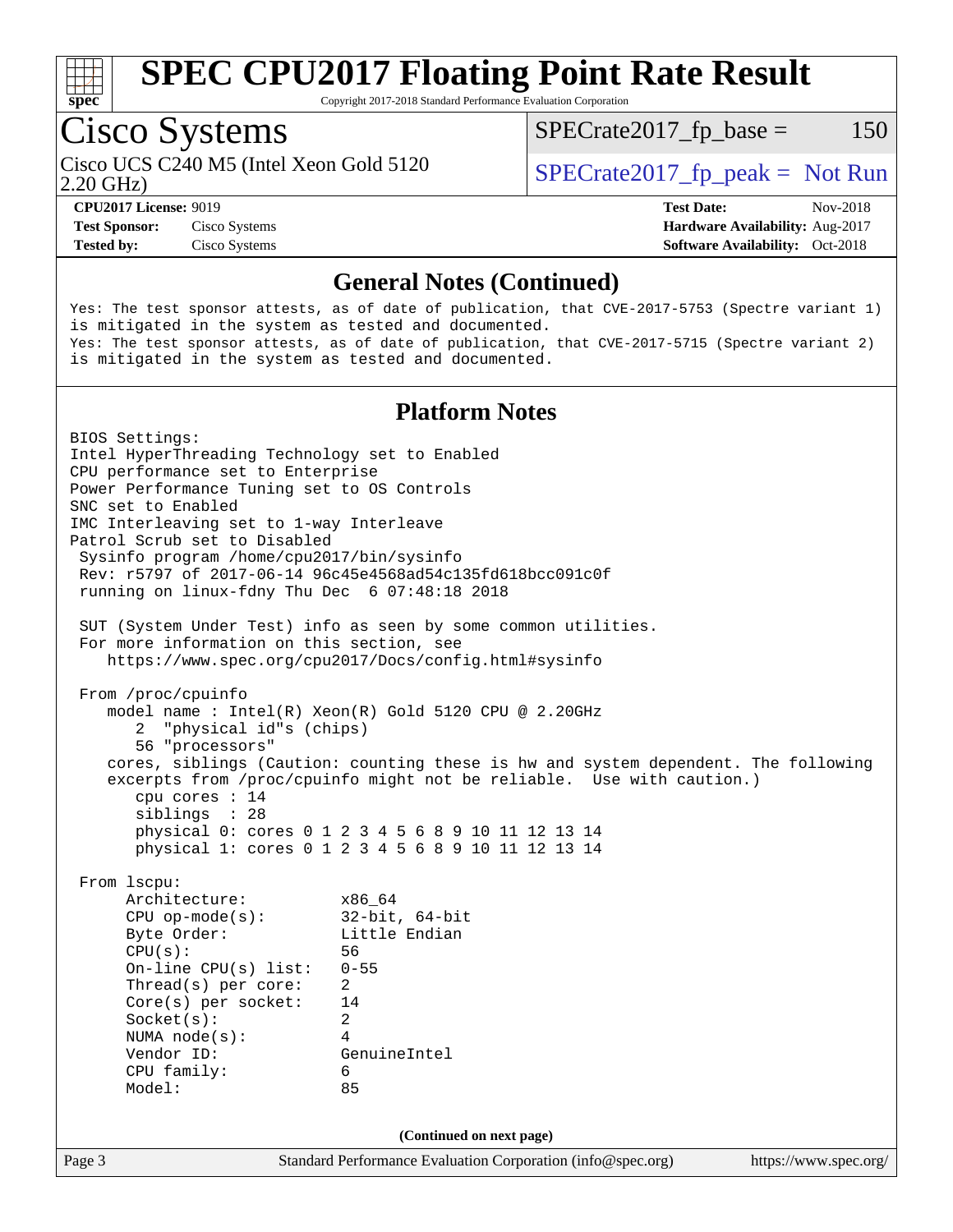# SPEC CPU2017 Floating Point Rate Result

Copyright 2017-2018 Standard Performance Evaluation Corporation

## Cisco Systems

Cisco UCS C240 M5 (Intel Xeon Gold 5120 2.20 GHz)

SPECrate2017_fp_base = 150

SPECrate2017_fp_peak = Not Run

**CPU2017 License:** 9019
**Test Sponsor:** Cisco Systems
**Tested by:** Cisco Systems

**Test Date:** Nov-2018
**Hardware Availability:** Aug-2017
**Software Availability:** Oct-2018

### General Notes (Continued)

```
Yes: The test sponsor attests, as of date of publication, that CVE-2017-5753 (Spectre variant 1)
is mitigated in the system as tested and documented.
Yes: The test sponsor attests, as of date of publication, that CVE-2017-5715 (Spectre variant 2)
is mitigated in the system as tested and documented.
```

### Platform Notes

```
BIOS Settings:
Intel HyperThreading Technology set to Enabled
CPU performance set to Enterprise
Power Performance Tuning set to OS Controls
SNC set to Enabled
IMC Interleaving set to 1-way Interleave
Patrol Scrub set to Disabled
 Sysinfo program /home/cpu2017/bin/sysinfo
 Rev: r5797 of 2017-06-14 96c45e4568ad54c135fd618bcc091c0f
 running on linux-fdny Thu Dec  6 07:48:18 2018

 SUT (System Under Test) info as seen by some common utilities.
 For more information on this section, see
    https://www.spec.org/cpu2017/Docs/config.html#sysinfo

 From /proc/cpuinfo
    model name : Intel(R) Xeon(R) Gold 5120 CPU @ 2.20GHz
       2  "physical id"s (chips)
       56 "processors"
    cores, siblings (Caution: counting these is hw and system dependent. The following
    excerpts from /proc/cpuinfo might not be reliable.  Use with caution.)
       cpu cores : 14
       siblings  : 28
       physical 0: cores 0 1 2 3 4 5 6 8 9 10 11 12 13 14
       physical 1: cores 0 1 2 3 4 5 6 8 9 10 11 12 13 14

 From lscpu:
      Architecture:          x86_64
      CPU op-mode(s):        32-bit, 64-bit
      Byte Order:            Little Endian
      CPU(s):                56
      On-line CPU(s) list:   0-55
      Thread(s) per core:    2
      Core(s) per socket:    14
      Socket(s):             2
      NUMA node(s):          4
      Vendor ID:             GenuineIntel
      CPU family:            6
      Model:                 85
```

(Continued on next page)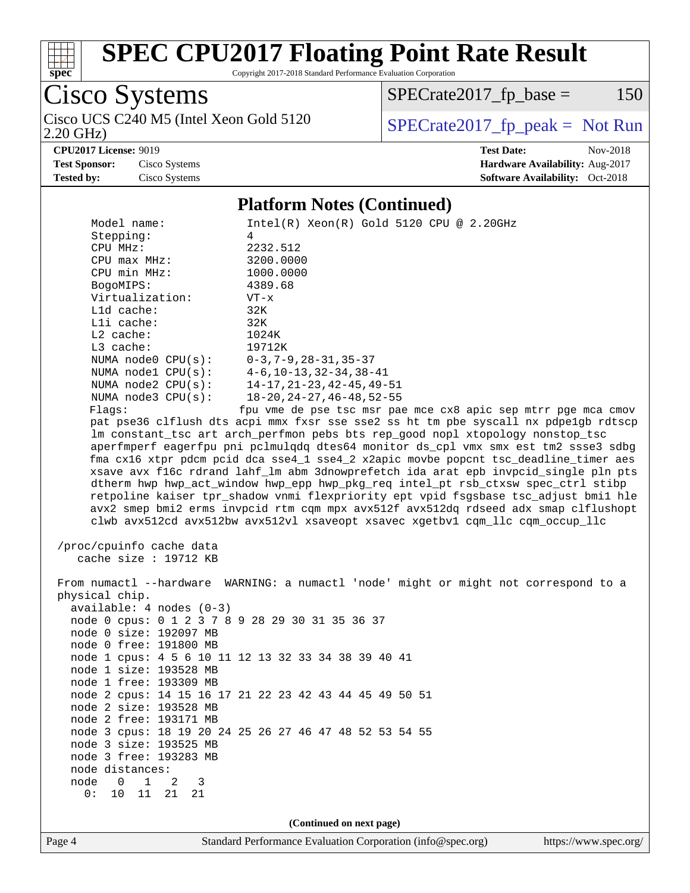# SPEC CPU2017 Floating Point Rate Result

Copyright 2017-2018 Standard Performance Evaluation Corporation

## Cisco Systems

Cisco UCS C240 M5 (Intel Xeon Gold 5120 2.20 GHz)

SPECrate2017_fp_base = 150

SPECrate2017_fp_peak = Not Run

**CPU2017 License:** 9019
**Test Sponsor:** Cisco Systems
**Tested by:** Cisco Systems

**Test Date:** Nov-2018
**Hardware Availability:** Aug-2017
**Software Availability:** Oct-2018

### Platform Notes (Continued)

```
     Model name:            Intel(R) Xeon(R) Gold 5120 CPU @ 2.20GHz
     Stepping:              4
     CPU MHz:               2232.512
     CPU max MHz:           3200.0000
     CPU min MHz:           1000.0000
     BogoMIPS:              4389.68
     Virtualization:        VT-x
     L1d cache:             32K
     L1i cache:             32K
     L2 cache:              1024K
     L3 cache:              19712K
     NUMA node0 CPU(s):     0-3,7-9,28-31,35-37
     NUMA node1 CPU(s):     4-6,10-13,32-34,38-41
     NUMA node2 CPU(s):     14-17,21-23,42-45,49-51
     NUMA node3 CPU(s):     18-20,24-27,46-48,52-55
     Flags:                 fpu vme de pse tsc msr pae mce cx8 apic sep mtrr pge mca cmov
     pat pse36 clflush dts acpi mmx fxsr sse sse2 ss ht tm pbe syscall nx pdpe1gb rdtscp
     lm constant_tsc art arch_perfmon pebs bts rep_good nopl xtopology nonstop_tsc
     aperfmperf eagerfpu pni pclmulqdq dtes64 monitor ds_cpl vmx smx est tm2 ssse3 sdbg
     fma cx16 xtpr pdcm pcid dca sse4_1 sse4_2 x2apic movbe popcnt tsc_deadline_timer aes
     xsave avx f16c rdrand lahf_lm abm 3dnowprefetch ida arat epb invpcid_single pln pts
     dtherm hwp hwp_act_window hwp_epp hwp_pkg_req intel_pt rsb_ctxsw spec_ctrl stibp
     retpoline kaiser tpr_shadow vnmi flexpriority ept vpid fsgsbase tsc_adjust bmi1 hle
     avx2 smep bmi2 erms invpcid rtm cqm mpx avx512f avx512dq rdseed adx smap clflushopt
     clwb avx512cd avx512bw avx512vl xsaveopt xsavec xgetbv1 cqm_llc cqm_occup_llc

 /proc/cpuinfo cache data
    cache size : 19712 KB

 From numactl --hardware  WARNING: a numactl 'node' might or might not correspond to a
 physical chip.
   available: 4 nodes (0-3)
   node 0 cpus: 0 1 2 3 7 8 9 28 29 30 31 35 36 37
   node 0 size: 192097 MB
   node 0 free: 191800 MB
   node 1 cpus: 4 5 6 10 11 12 13 32 33 34 38 39 40 41
   node 1 size: 193528 MB
   node 1 free: 193309 MB
   node 2 cpus: 14 15 16 17 21 22 23 42 43 44 45 49 50 51
   node 2 size: 193528 MB
   node 2 free: 193171 MB
   node 3 cpus: 18 19 20 24 25 26 27 46 47 48 52 53 54 55
   node 3 size: 193525 MB
   node 3 free: 193283 MB
   node distances:
   node   0   1   2   3
     0:  10  11  21  21
```

(Continued on next page)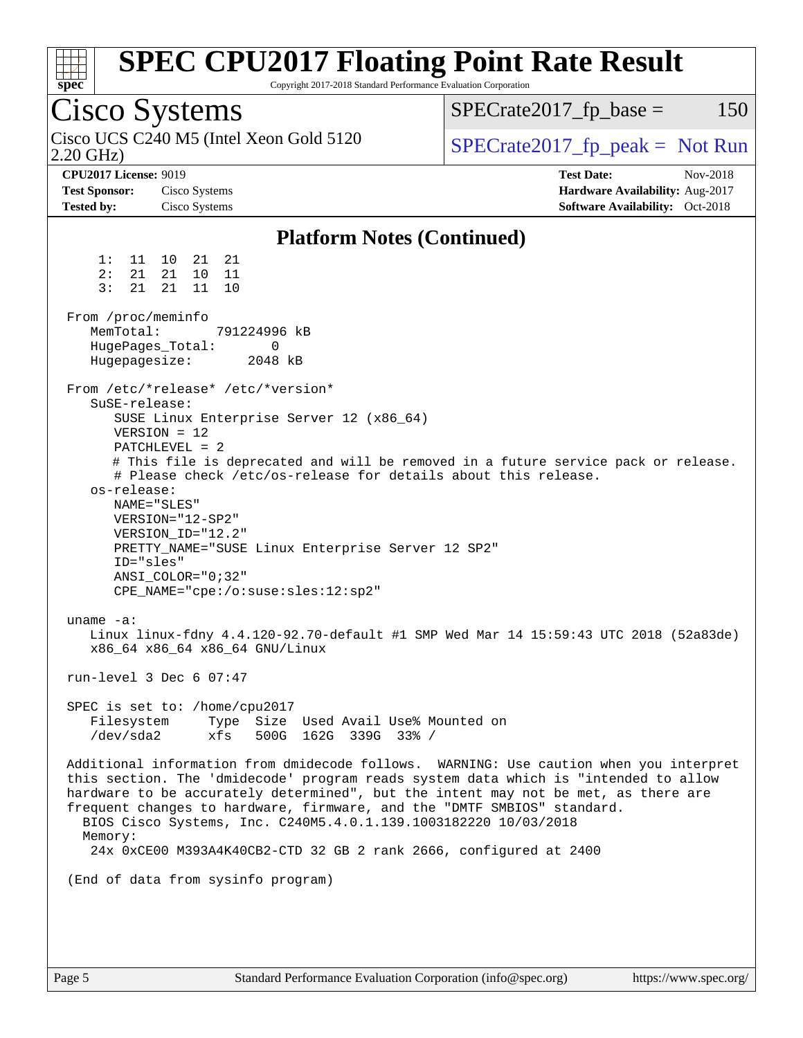## Platform Notes (Continued)

```
     1:  11  10  21  21
     2:  21  21  10  11
     3:  21  21  11  10

 From /proc/meminfo
    MemTotal:       791224996 kB
    HugePages_Total:       0
    Hugepagesize:       2048 kB

 From /etc/*release* /etc/*version*
    SuSE-release:
       SUSE Linux Enterprise Server 12 (x86_64)
       VERSION = 12
       PATCHLEVEL = 2
       # This file is deprecated and will be removed in a future service pack or release.
       # Please check /etc/os-release for details about this release.
    os-release:
       NAME="SLES"
       VERSION="12-SP2"
       VERSION_ID="12.2"
       PRETTY_NAME="SUSE Linux Enterprise Server 12 SP2"
       ID="sles"
       ANSI_COLOR="0;32"
       CPE_NAME="cpe:/o:suse:sles:12:sp2"

 uname -a:
    Linux linux-fdny 4.4.120-92.70-default #1 SMP Wed Mar 14 15:59:43 UTC 2018 (52a83de)
    x86_64 x86_64 x86_64 GNU/Linux

 run-level 3 Dec 6 07:47

 SPEC is set to: /home/cpu2017
    Filesystem     Type  Size  Used Avail Use% Mounted on
    /dev/sda2      xfs   500G  162G  339G  33% /

 Additional information from dmidecode follows.  WARNING: Use caution when you interpret
 this section. The 'dmidecode' program reads system data which is "intended to allow
 hardware to be accurately determined", but the intent may not be met, as there are
 frequent changes to hardware, firmware, and the "DMTF SMBIOS" standard.
   BIOS Cisco Systems, Inc. C240M5.4.0.1.139.1003182220 10/03/2018
   Memory:
     24x 0xCE00 M393A4K40CB2-CTD 32 GB 2 rank 2666, configured at 2400

 (End of data from sysinfo program)
```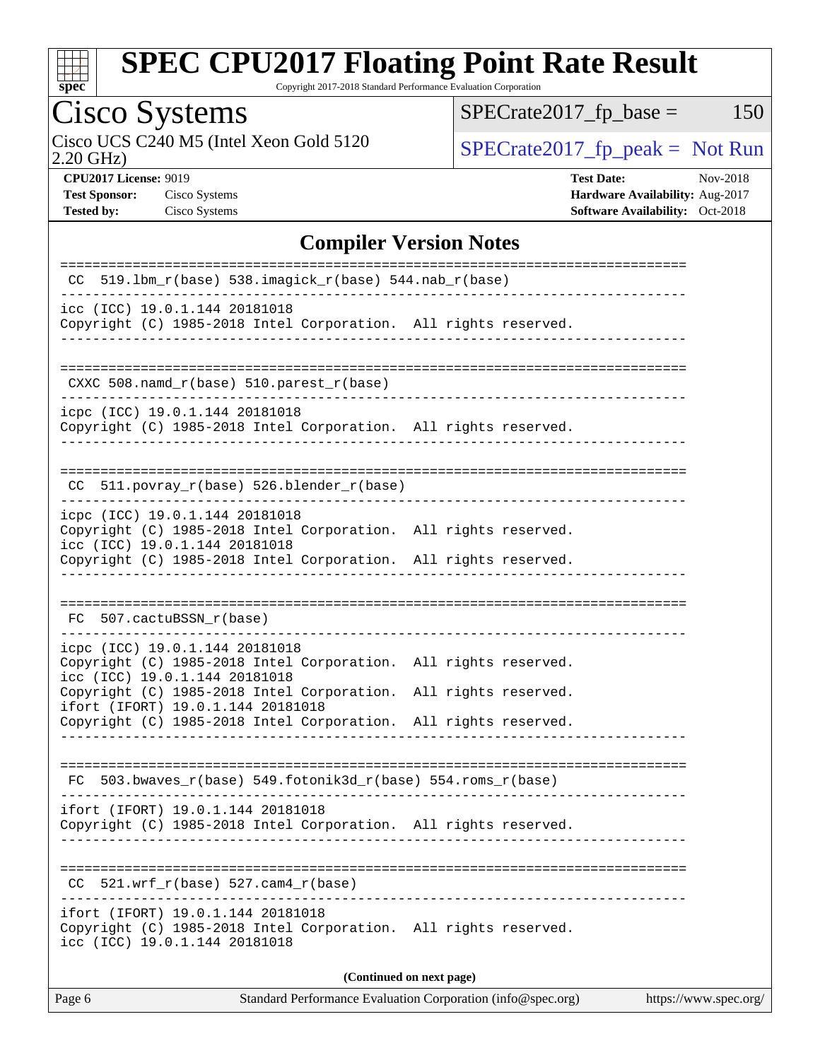# SPEC CPU2017 Floating Point Rate Result

Copyright 2017-2018 Standard Performance Evaluation Corporation

## Cisco Systems

Cisco UCS C240 M5 (Intel Xeon Gold 5120 2.20 GHz)

SPECrate2017_fp_base = 150

SPECrate2017_fp_peak = Not Run

**CPU2017 License:** 9019
**Test Sponsor:** Cisco Systems
**Tested by:** Cisco Systems

**Test Date:** Nov-2018
**Hardware Availability:** Aug-2017
**Software Availability:** Oct-2018

### Compiler Version Notes

```
==============================================================================
 CC  519.lbm_r(base) 538.imagick_r(base) 544.nab_r(base)
------------------------------------------------------------------------------
icc (ICC) 19.0.1.144 20181018
Copyright (C) 1985-2018 Intel Corporation.  All rights reserved.
------------------------------------------------------------------------------

==============================================================================
 CXXC 508.namd_r(base) 510.parest_r(base)
------------------------------------------------------------------------------
icpc (ICC) 19.0.1.144 20181018
Copyright (C) 1985-2018 Intel Corporation.  All rights reserved.
------------------------------------------------------------------------------

==============================================================================
 CC  511.povray_r(base) 526.blender_r(base)
------------------------------------------------------------------------------
icpc (ICC) 19.0.1.144 20181018
Copyright (C) 1985-2018 Intel Corporation.  All rights reserved.
icc (ICC) 19.0.1.144 20181018
Copyright (C) 1985-2018 Intel Corporation.  All rights reserved.
------------------------------------------------------------------------------

==============================================================================
 FC  507.cactuBSSN_r(base)
------------------------------------------------------------------------------
icpc (ICC) 19.0.1.144 20181018
Copyright (C) 1985-2018 Intel Corporation.  All rights reserved.
icc (ICC) 19.0.1.144 20181018
Copyright (C) 1985-2018 Intel Corporation.  All rights reserved.
ifort (IFORT) 19.0.1.144 20181018
Copyright (C) 1985-2018 Intel Corporation.  All rights reserved.
------------------------------------------------------------------------------

==============================================================================
 FC  503.bwaves_r(base) 549.fotonik3d_r(base) 554.roms_r(base)
------------------------------------------------------------------------------
ifort (IFORT) 19.0.1.144 20181018
Copyright (C) 1985-2018 Intel Corporation.  All rights reserved.
------------------------------------------------------------------------------

==============================================================================
 CC  521.wrf_r(base) 527.cam4_r(base)
------------------------------------------------------------------------------
ifort (IFORT) 19.0.1.144 20181018
Copyright (C) 1985-2018 Intel Corporation.  All rights reserved.
icc (ICC) 19.0.1.144 20181018
```

**(Continued on next page)**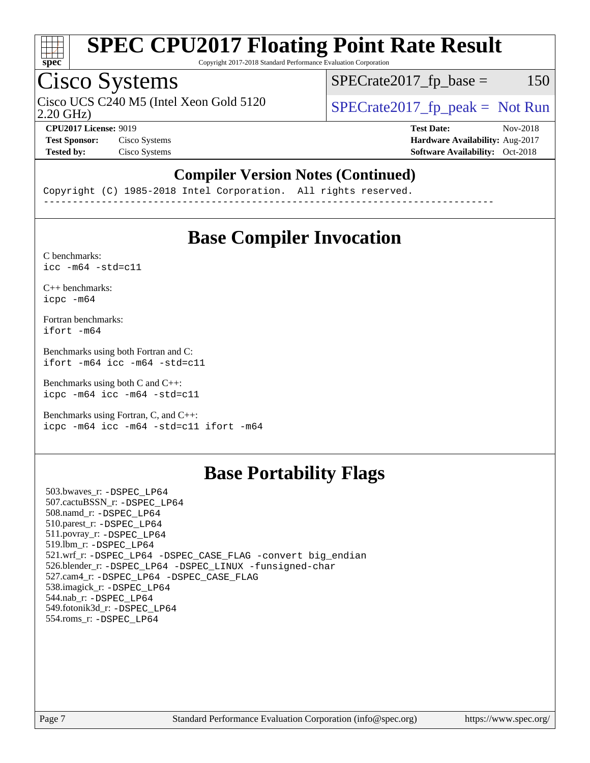# SPEC CPU2017 Floating Point Rate Result

Copyright 2017-2018 Standard Performance Evaluation Corporation

## Cisco Systems

Cisco UCS C240 M5 (Intel Xeon Gold 5120 2.20 GHz)

SPECrate2017_fp_base = 150

SPECrate2017_fp_peak = Not Run

**CPU2017 License:** 9019
**Test Sponsor:** Cisco Systems
**Tested by:** Cisco Systems

**Test Date:** Nov-2018
**Hardware Availability:** Aug-2017
**Software Availability:** Oct-2018

## Compiler Version Notes (Continued)

```
Copyright (C) 1985-2018 Intel Corporation.  All rights reserved.
------------------------------------------------------------------------------
```

## Base Compiler Invocation

C benchmarks:
```
icc -m64 -std=c11
```

C++ benchmarks:
```
icpc -m64
```

Fortran benchmarks:
```
ifort -m64
```

Benchmarks using both Fortran and C:
```
ifort -m64 icc -m64 -std=c11
```

Benchmarks using both C and C++:
```
icpc -m64 icc -m64 -std=c11
```

Benchmarks using Fortran, C, and C++:
```
icpc -m64 icc -m64 -std=c11 ifort -m64
```

## Base Portability Flags

503.bwaves_r: -DSPEC_LP64
507.cactuBSSN_r: -DSPEC_LP64
508.namd_r: -DSPEC_LP64
510.parest_r: -DSPEC_LP64
511.povray_r: -DSPEC_LP64
519.lbm_r: -DSPEC_LP64
521.wrf_r: -DSPEC_LP64 -DSPEC_CASE_FLAG -convert big_endian
526.blender_r: -DSPEC_LP64 -DSPEC_LINUX -funsigned-char
527.cam4_r: -DSPEC_LP64 -DSPEC_CASE_FLAG
538.imagick_r: -DSPEC_LP64
544.nab_r: -DSPEC_LP64
549.fotonik3d_r: -DSPEC_LP64
554.roms_r: -DSPEC_LP64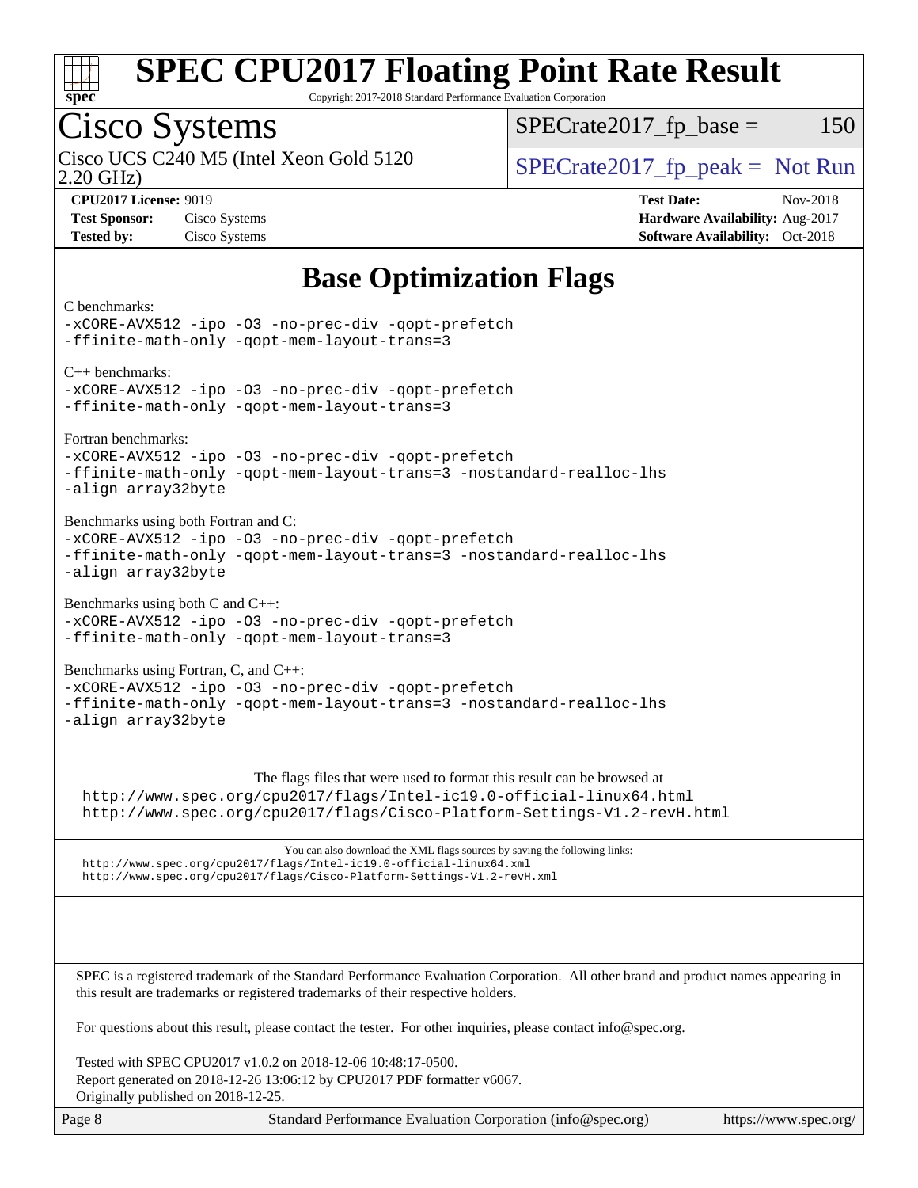# Base Optimization Flags

C benchmarks:
```
-xCORE-AVX512 -ipo -O3 -no-prec-div -qopt-prefetch
-ffinite-math-only -qopt-mem-layout-trans=3
```

C++ benchmarks:
```
-xCORE-AVX512 -ipo -O3 -no-prec-div -qopt-prefetch
-ffinite-math-only -qopt-mem-layout-trans=3
```

Fortran benchmarks:
```
-xCORE-AVX512 -ipo -O3 -no-prec-div -qopt-prefetch
-ffinite-math-only -qopt-mem-layout-trans=3 -nostandard-realloc-lhs
-align array32byte
```

Benchmarks using both Fortran and C:
```
-xCORE-AVX512 -ipo -O3 -no-prec-div -qopt-prefetch
-ffinite-math-only -qopt-mem-layout-trans=3 -nostandard-realloc-lhs
-align array32byte
```

Benchmarks using both C and C++:
```
-xCORE-AVX512 -ipo -O3 -no-prec-div -qopt-prefetch
-ffinite-math-only -qopt-mem-layout-trans=3
```

Benchmarks using Fortran, C, and C++:
```
-xCORE-AVX512 -ipo -O3 -no-prec-div -qopt-prefetch
-ffinite-math-only -qopt-mem-layout-trans=3 -nostandard-realloc-lhs
-align array32byte
```

The flags files that were used to format this result can be browsed at
http://www.spec.org/cpu2017/flags/Intel-ic19.0-official-linux64.html
http://www.spec.org/cpu2017/flags/Cisco-Platform-Settings-V1.2-revH.html

You can also download the XML flags sources by saving the following links:
http://www.spec.org/cpu2017/flags/Intel-ic19.0-official-linux64.xml
http://www.spec.org/cpu2017/flags/Cisco-Platform-Settings-V1.2-revH.xml

SPEC is a registered trademark of the Standard Performance Evaluation Corporation. All other brand and product names appearing in this result are trademarks or registered trademarks of their respective holders.

For questions about this result, please contact the tester. For other inquiries, please contact info@spec.org.

Tested with SPEC CPU2017 v1.0.2 on 2018-12-06 10:48:17-0500.
Report generated on 2018-12-26 13:06:12 by CPU2017 PDF formatter v6067.
Originally published on 2018-12-25.